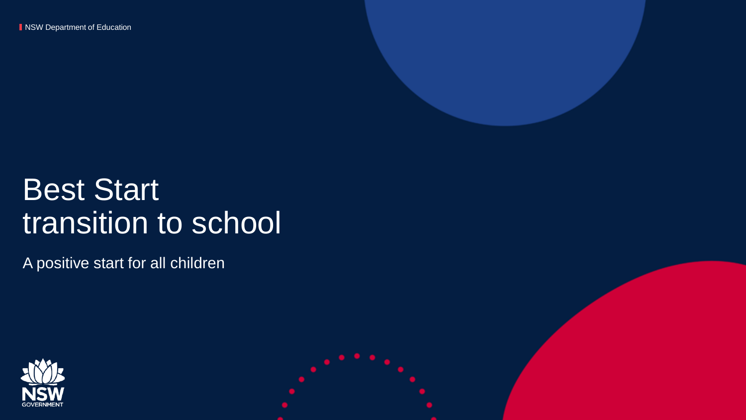NSW Department of Education

# Best Start transition to school

A positive start for all children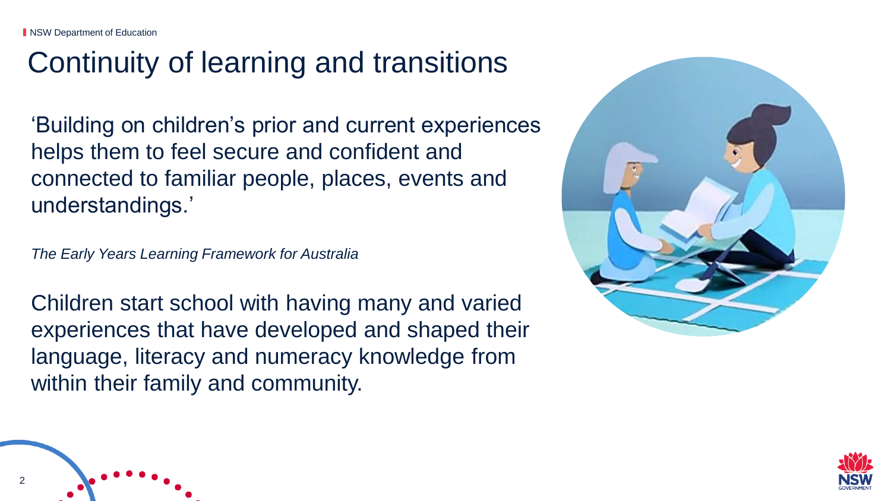# Continuity of learning and transitions

'Building on children's prior and current experiences helps them to feel secure and confident and connected to familiar people, places, events and understandings.'

*The Early Years Learning Framework for Australia*

Children start school with having many and varied experiences that have developed and shaped their language, literacy and numeracy knowledge from within their family and community.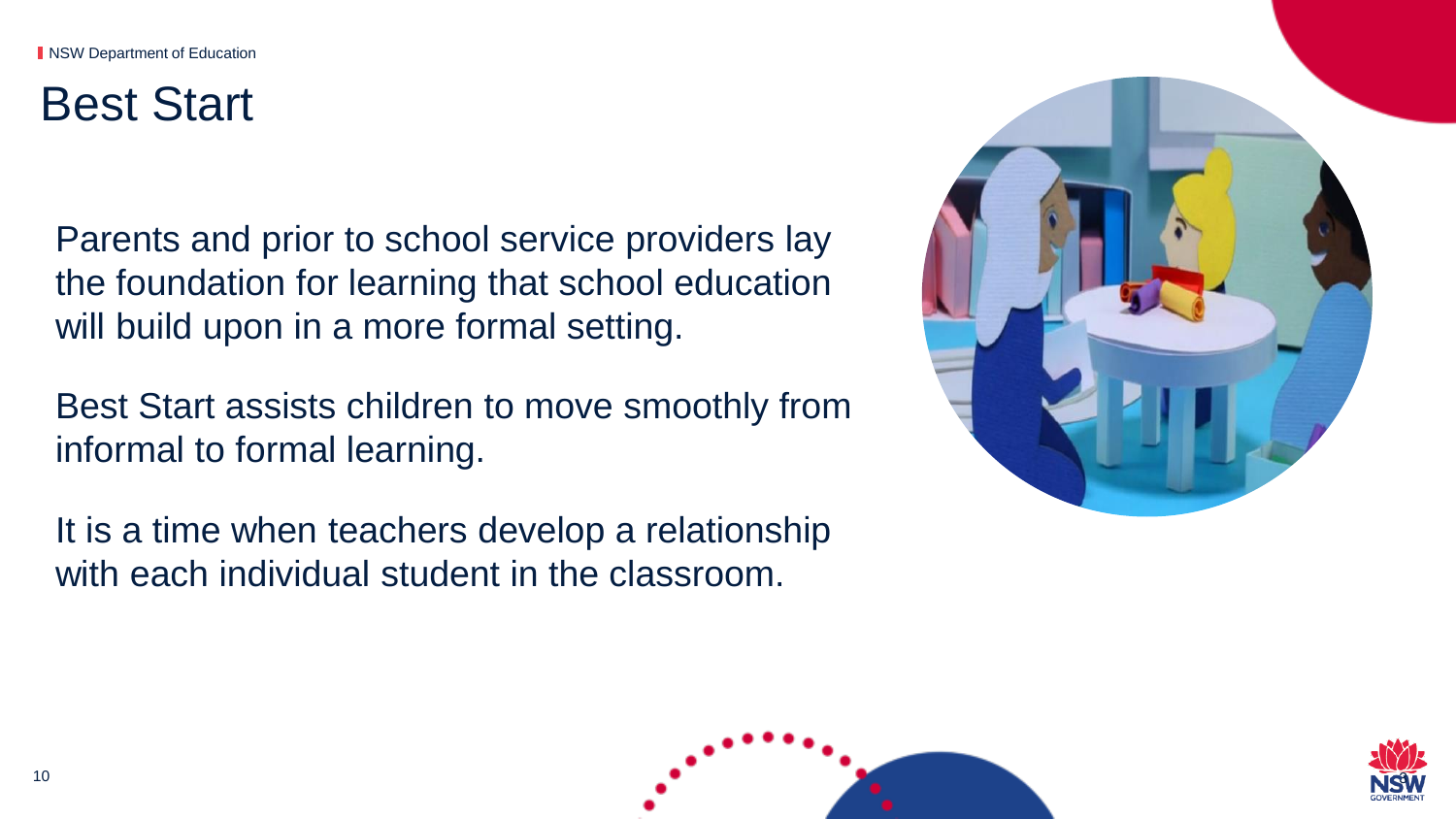# Best Start

Parents and prior to school service providers lay the foundation for learning that school education will build upon in a more formal setting.

Best Start assists children to move smoothly from informal to formal learning.

It is a time when teachers develop a relationship with each individual student in the classroom.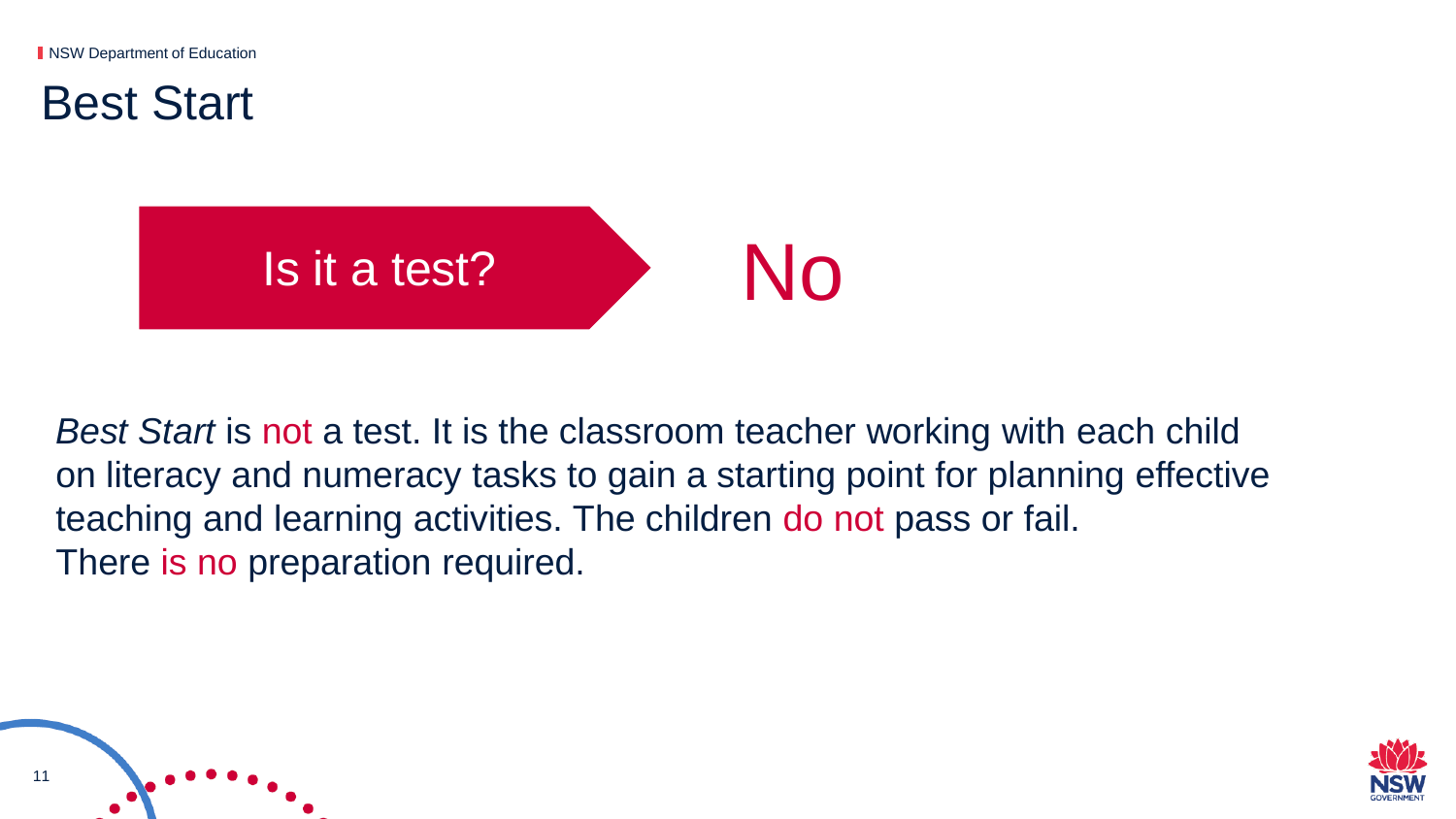# Best Start

Is it a test? No

*Best Start* is not a test. It is the classroom teacher working with each child on literacy and numeracy tasks to gain a starting point for planning effective teaching and learning activities. The children do not pass or fail. There is no preparation required.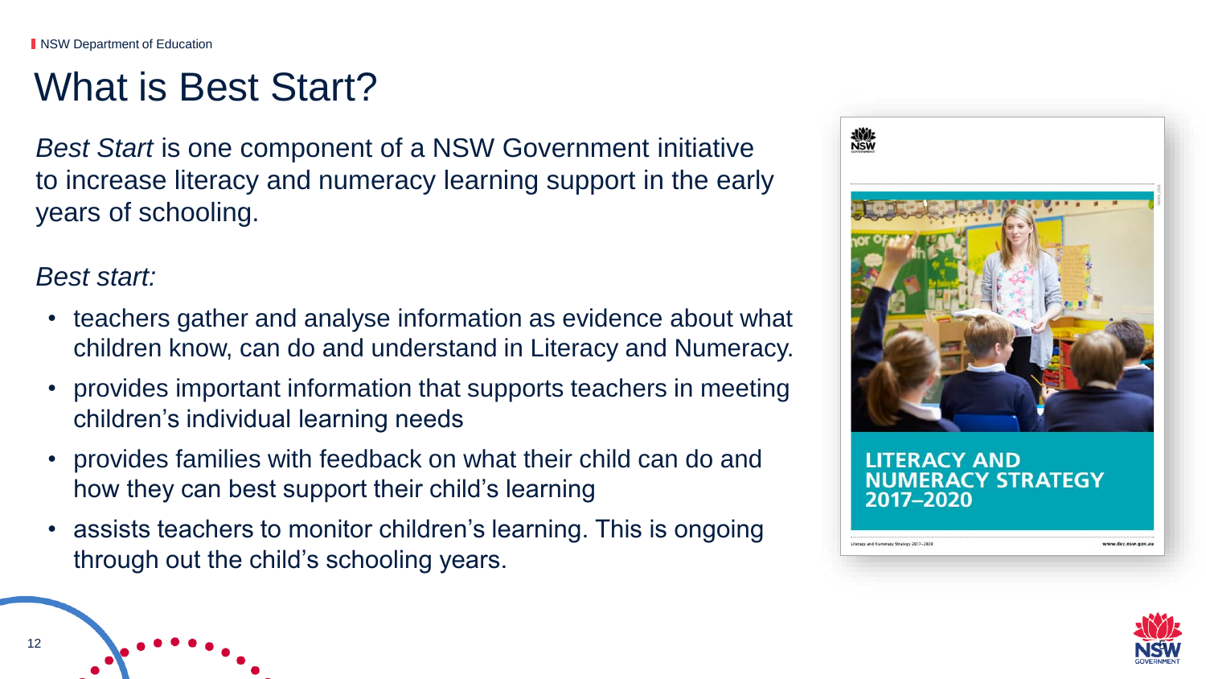# What is Best Start?

*Best Start* is one component of a NSW Government initiative to increase literacy and numeracy learning support in the early years of schooling.

*Best start:*

- teachers gather and analyse information as evidence about what children know, can do and understand in Literacy and Numeracy.
- provides important information that supports teachers in meeting children's individual learning needs
- provides families with feedback on what their child can do and how they can best support their child's learning
- assists teachers to monitor children's learning. This is ongoing through out the child's schooling years.

LITERACY AND NUMERACY STRATEGY 2017–2020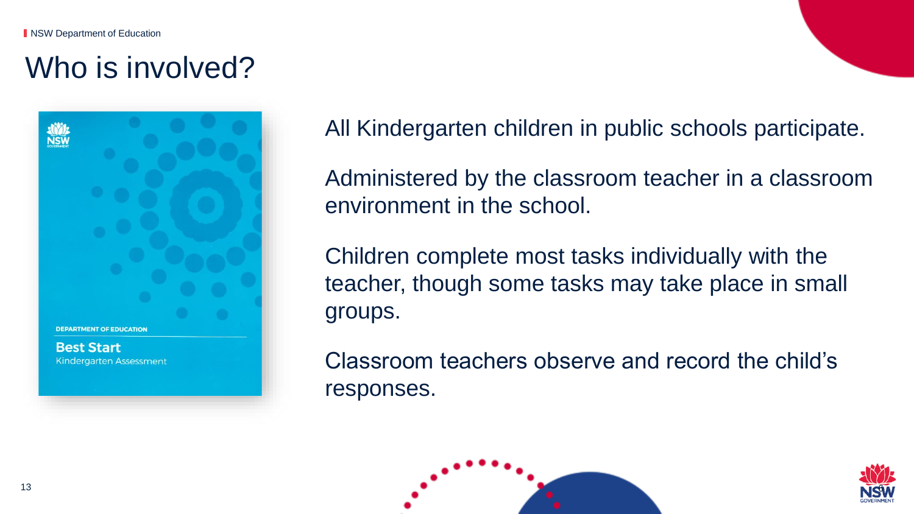# Who is involved?

All Kindergarten children in public schools participate.

Administered by the classroom teacher in a classroom environment in the school.

Children complete most tasks individually with the teacher, though some tasks may take place in small groups.

Classroom teachers observe and record the child's responses.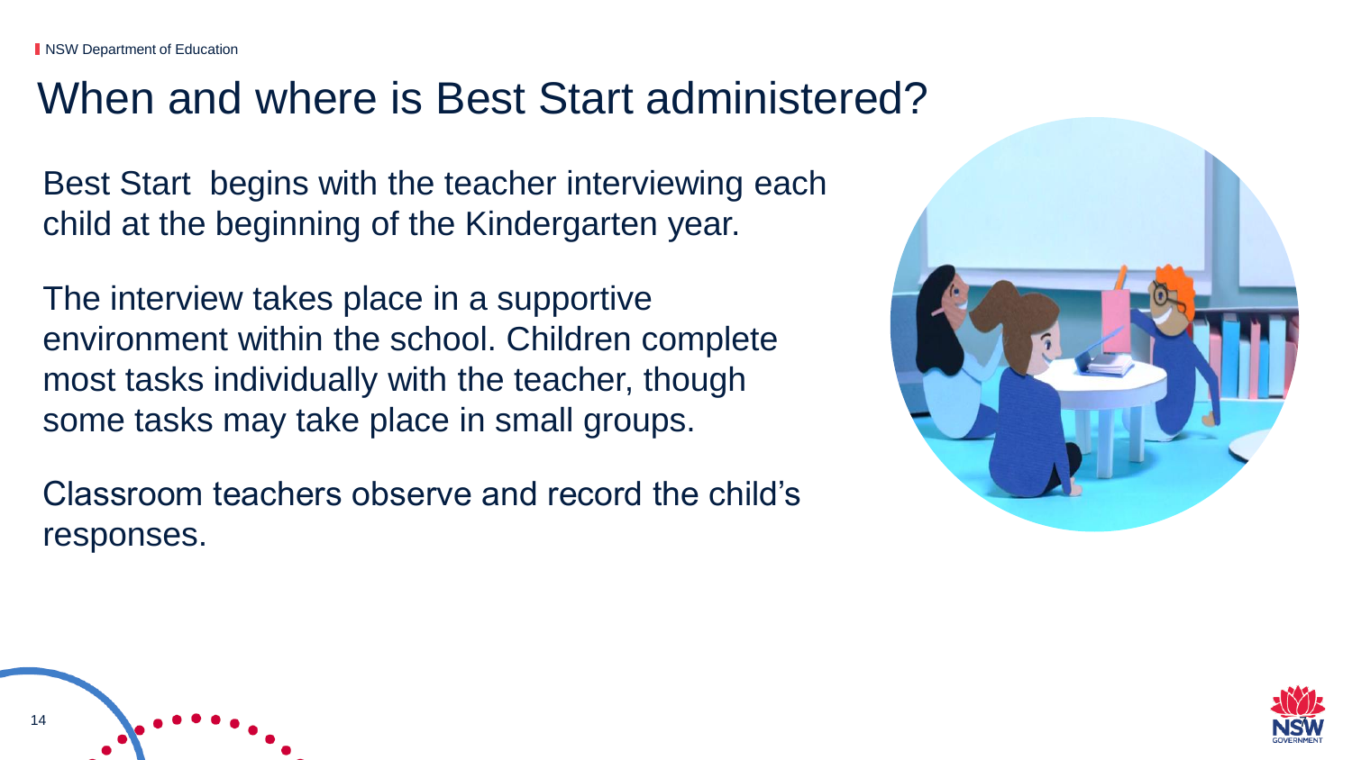# When and where is Best Start administered?

Best Start  begins with the teacher interviewing each child at the beginning of the Kindergarten year.

The interview takes place in a supportive environment within the school. Children complete most tasks individually with the teacher, though some tasks may take place in small groups.

Classroom teachers observe and record the child’s responses.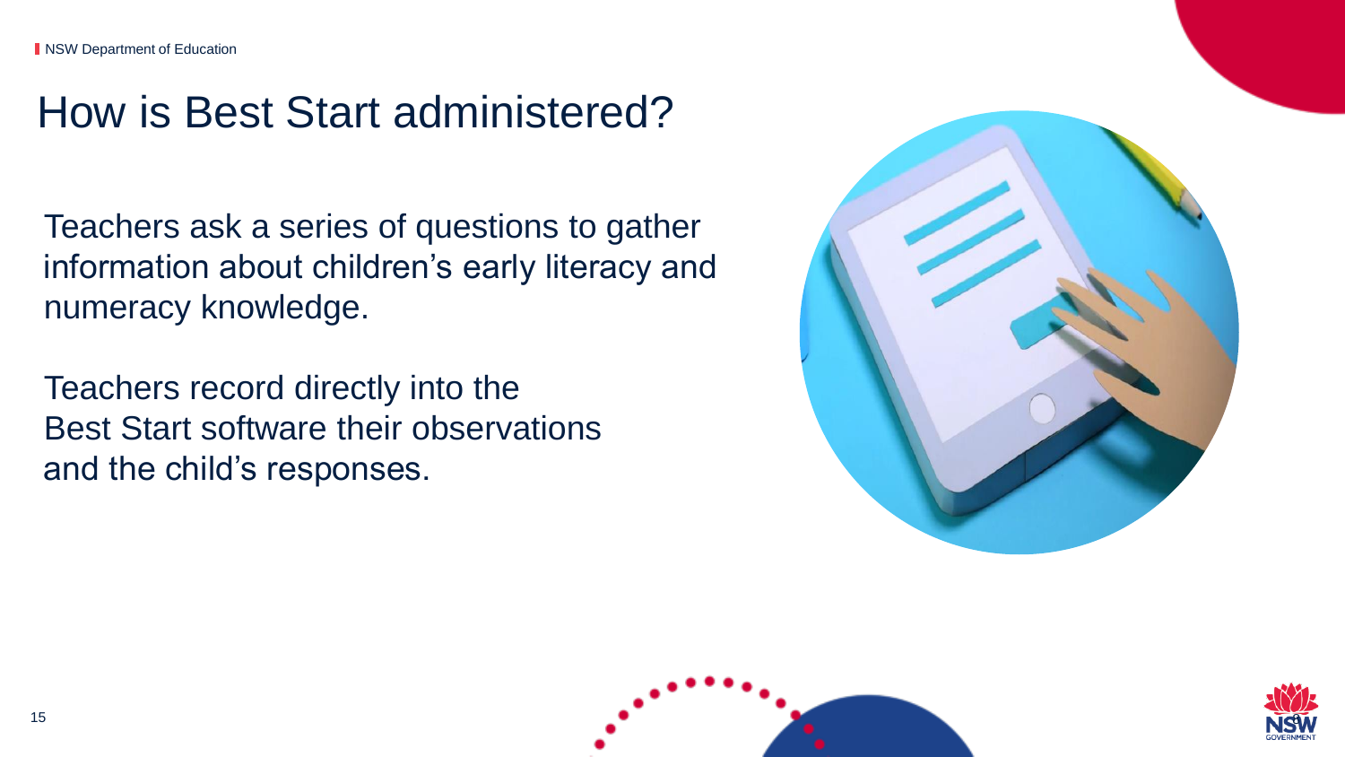# How is Best Start administered?

Teachers ask a series of questions to gather information about children's early literacy and numeracy knowledge.

Teachers record directly into the Best Start software their observations and the child's responses.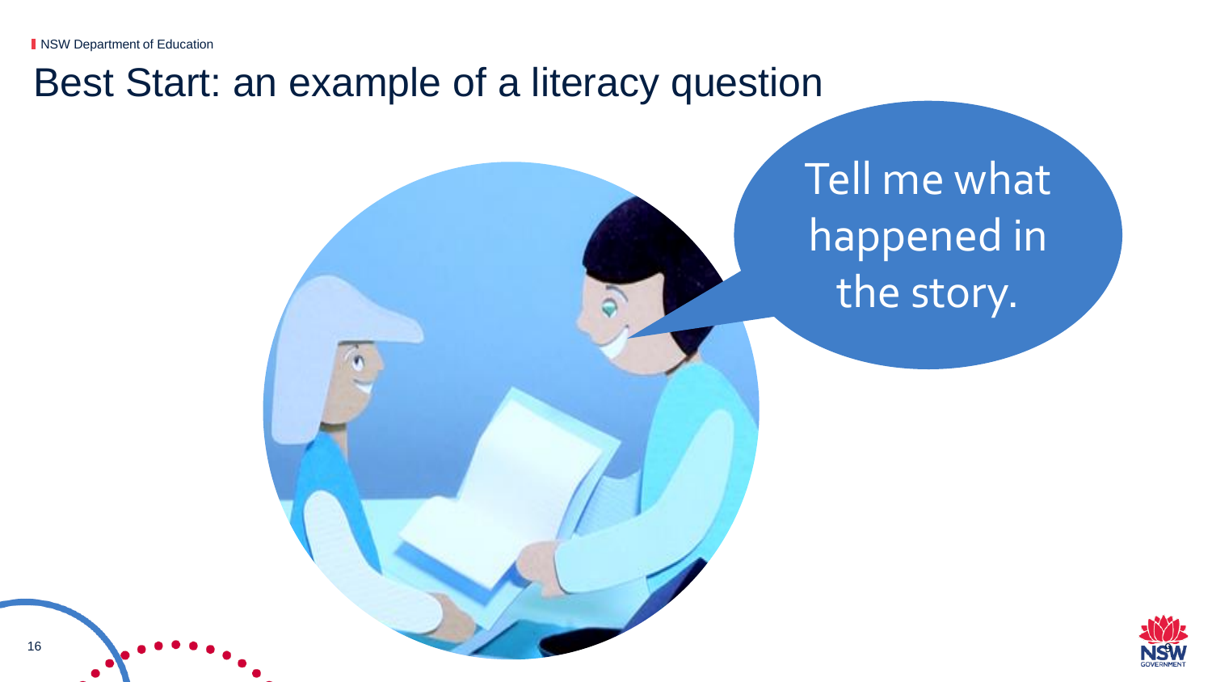# Best Start: an example of a literacy question

Tell me what happened in the story.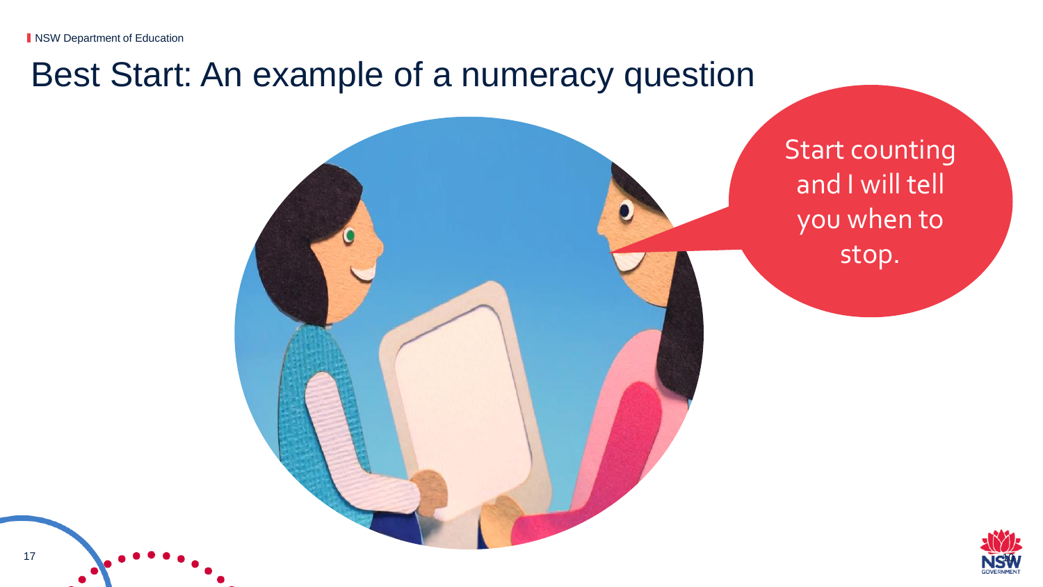# Best Start: An example of a numeracy question

Start counting and I will tell you when to stop.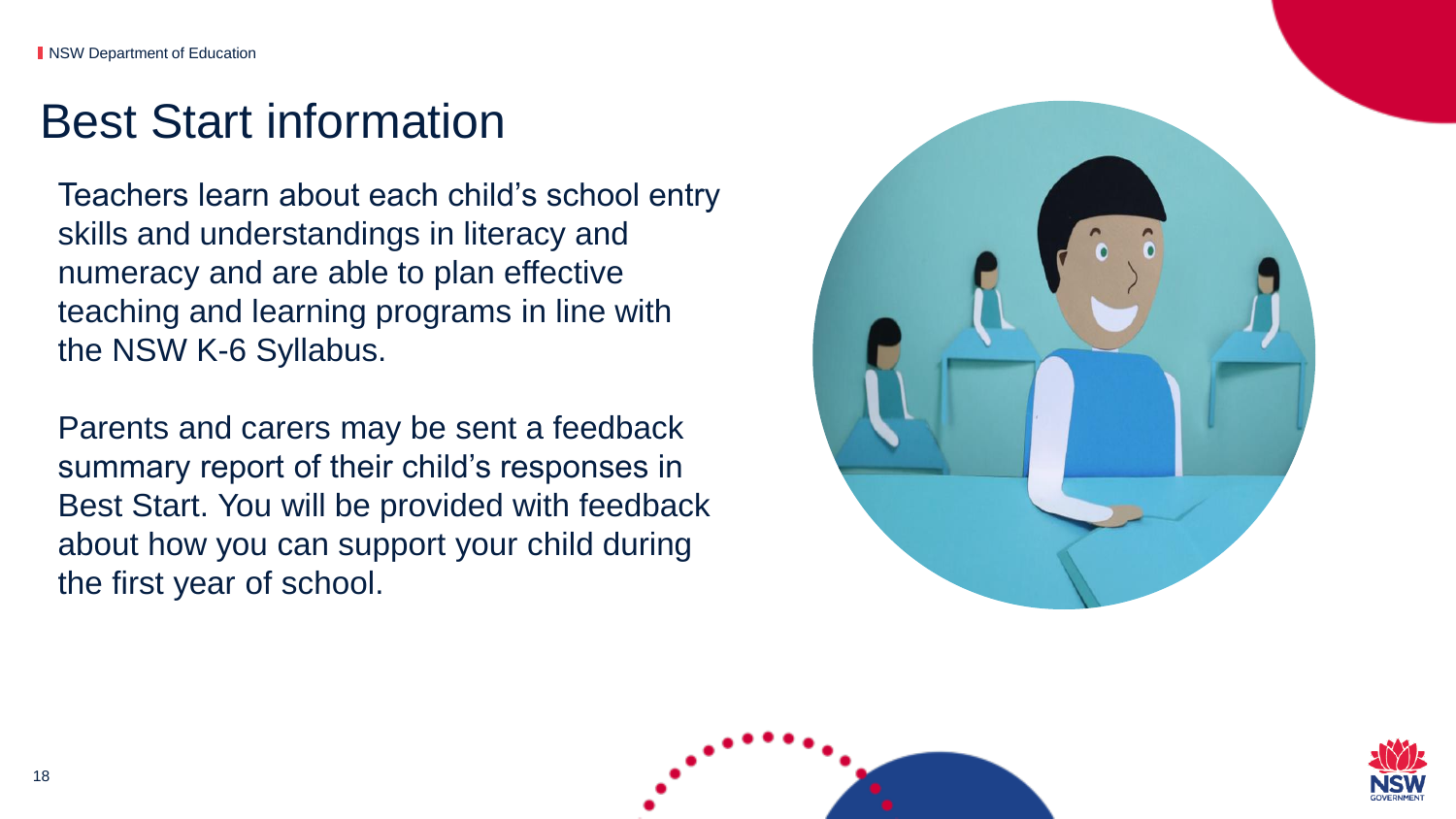# Best Start information

Teachers learn about each child's school entry skills and understandings in literacy and numeracy and are able to plan effective teaching and learning programs in line with the NSW K-6 Syllabus.

Parents and carers may be sent a feedback summary report of their child's responses in Best Start. You will be provided with feedback about how you can support your child during the first year of school.